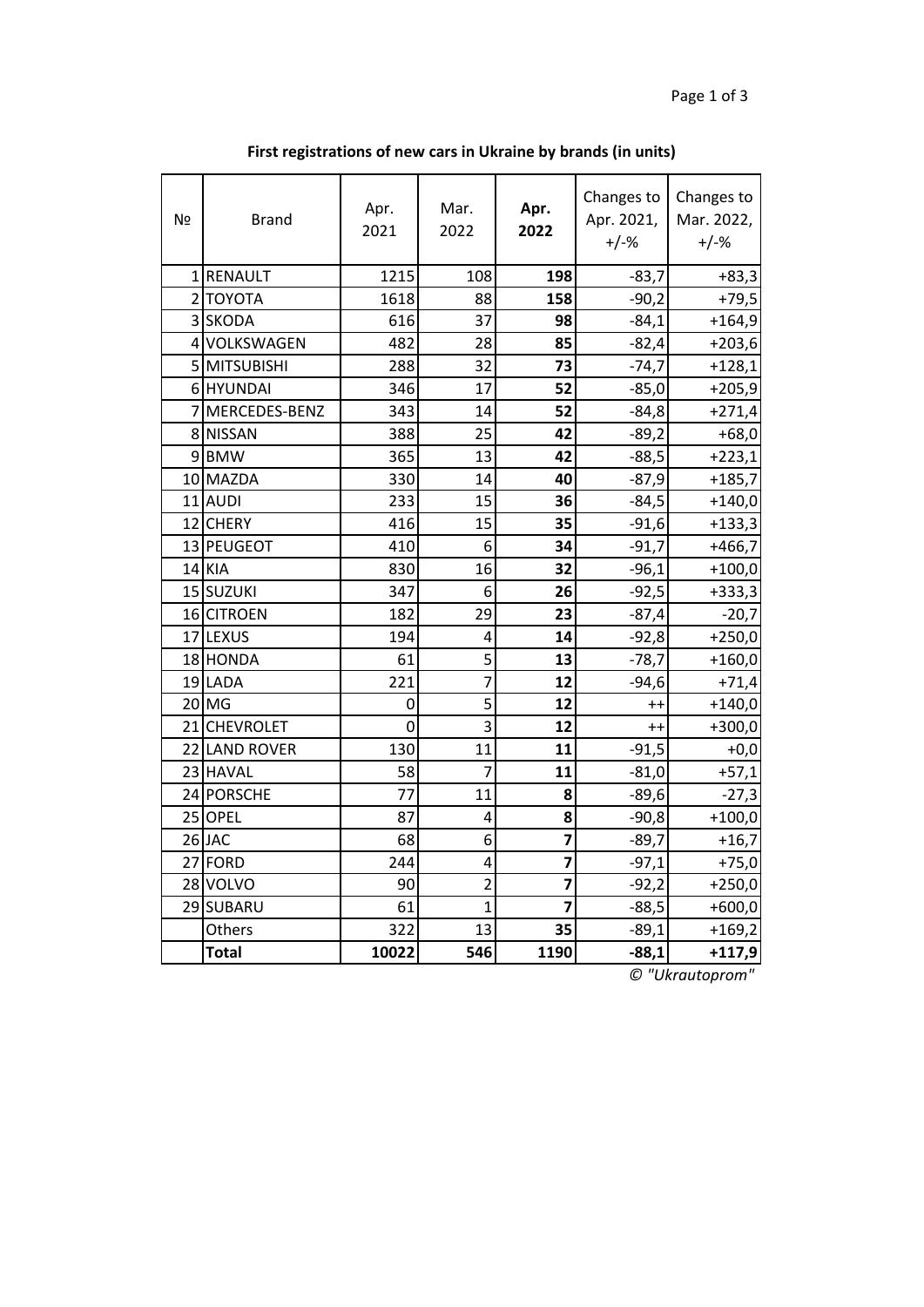**First registrations of new cars in Ukraine by brands (in units)**

| № | Brand | Apr. 2021 | Mar. 2022 | **Apr. 2022** | Changes to Apr. 2021, +/-% | Changes to Mar. 2022, +/-% |
|---|---|---|---|---|---|---|
| 1 | RENAULT | 1215 | 108 | **198** | -83,7 | +83,3 |
| 2 | TOYOTA | 1618 | 88 | **158** | -90,2 | +79,5 |
| 3 | SKODA | 616 | 37 | **98** | -84,1 | +164,9 |
| 4 | VOLKSWAGEN | 482 | 28 | **85** | -82,4 | +203,6 |
| 5 | MITSUBISHI | 288 | 32 | **73** | -74,7 | +128,1 |
| 6 | HYUNDAI | 346 | 17 | **52** | -85,0 | +205,9 |
| 7 | MERCEDES-BENZ | 343 | 14 | **52** | -84,8 | +271,4 |
| 8 | NISSAN | 388 | 25 | **42** | -89,2 | +68,0 |
| 9 | BMW | 365 | 13 | **42** | -88,5 | +223,1 |
| 10 | MAZDA | 330 | 14 | **40** | -87,9 | +185,7 |
| 11 | AUDI | 233 | 15 | **36** | -84,5 | +140,0 |
| 12 | CHERY | 416 | 15 | **35** | -91,6 | +133,3 |
| 13 | PEUGEOT | 410 | 6 | **34** | -91,7 | +466,7 |
| 14 | KIA | 830 | 16 | **32** | -96,1 | +100,0 |
| 15 | SUZUKI | 347 | 6 | **26** | -92,5 | +333,3 |
| 16 | CITROEN | 182 | 29 | **23** | -87,4 | -20,7 |
| 17 | LEXUS | 194 | 4 | **14** | -92,8 | +250,0 |
| 18 | HONDA | 61 | 5 | **13** | -78,7 | +160,0 |
| 19 | LADA | 221 | 7 | **12** | -94,6 | +71,4 |
| 20 | MG | 0 | 5 | **12** | ++ | +140,0 |
| 21 | CHEVROLET | 0 | 3 | **12** | ++ | +300,0 |
| 22 | LAND ROVER | 130 | 11 | **11** | -91,5 | +0,0 |
| 23 | HAVAL | 58 | 7 | **11** | -81,0 | +57,1 |
| 24 | PORSCHE | 77 | 11 | **8** | -89,6 | -27,3 |
| 25 | OPEL | 87 | 4 | **8** | -90,8 | +100,0 |
| 26 | JAC | 68 | 6 | **7** | -89,7 | +16,7 |
| 27 | FORD | 244 | 4 | **7** | -97,1 | +75,0 |
| 28 | VOLVO | 90 | 2 | **7** | -92,2 | +250,0 |
| 29 | SUBARU | 61 | 1 | **7** | -88,5 | +600,0 |
| | Others | 322 | 13 | **35** | -89,1 | +169,2 |
| | **Total** | **10022** | **546** | **1190** | **-88,1** | **+117,9** |

*© "Ukrautoprom"*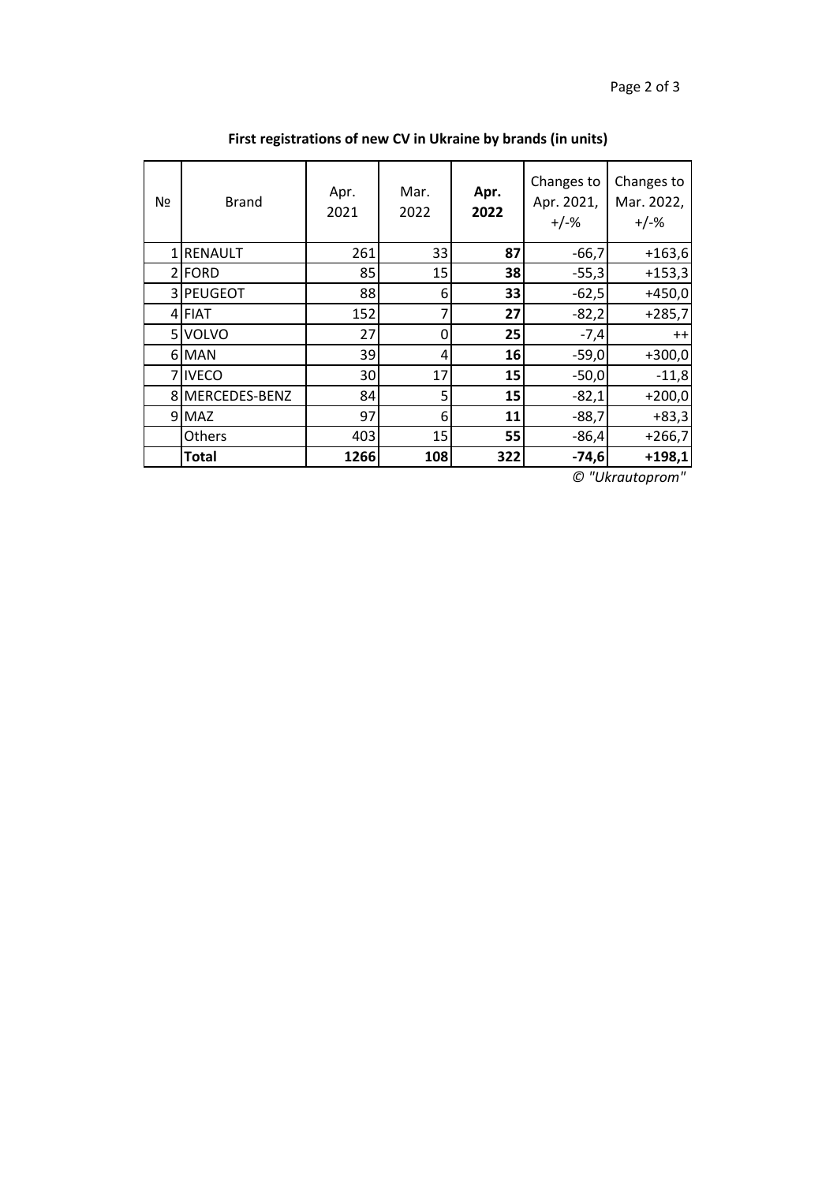**First registrations of new CV in Ukraine by brands (in units)**

| № | Brand | Apr. 2021 | Mar. 2022 | **Apr. 2022** | Changes to Apr. 2021, +/-% | Changes to Mar. 2022, +/-% |
|---|---|---|---|---|---|---|
| 1 | RENAULT | 261 | 33 | **87** | -66,7 | +163,6 |
| 2 | FORD | 85 | 15 | **38** | -55,3 | +153,3 |
| 3 | PEUGEOT | 88 | 6 | **33** | -62,5 | +450,0 |
| 4 | FIAT | 152 | 7 | **27** | -82,2 | +285,7 |
| 5 | VOLVO | 27 | 0 | **25** | -7,4 | ++ |
| 6 | MAN | 39 | 4 | **16** | -59,0 | +300,0 |
| 7 | IVECO | 30 | 17 | **15** | -50,0 | -11,8 |
| 8 | MERCEDES-BENZ | 84 | 5 | **15** | -82,1 | +200,0 |
| 9 | MAZ | 97 | 6 | **11** | -88,7 | +83,3 |
| | Others | 403 | 15 | **55** | -86,4 | +266,7 |
| | **Total** | **1266** | **108** | **322** | **-74,6** | **+198,1** |

*© "Ukrautoprom"*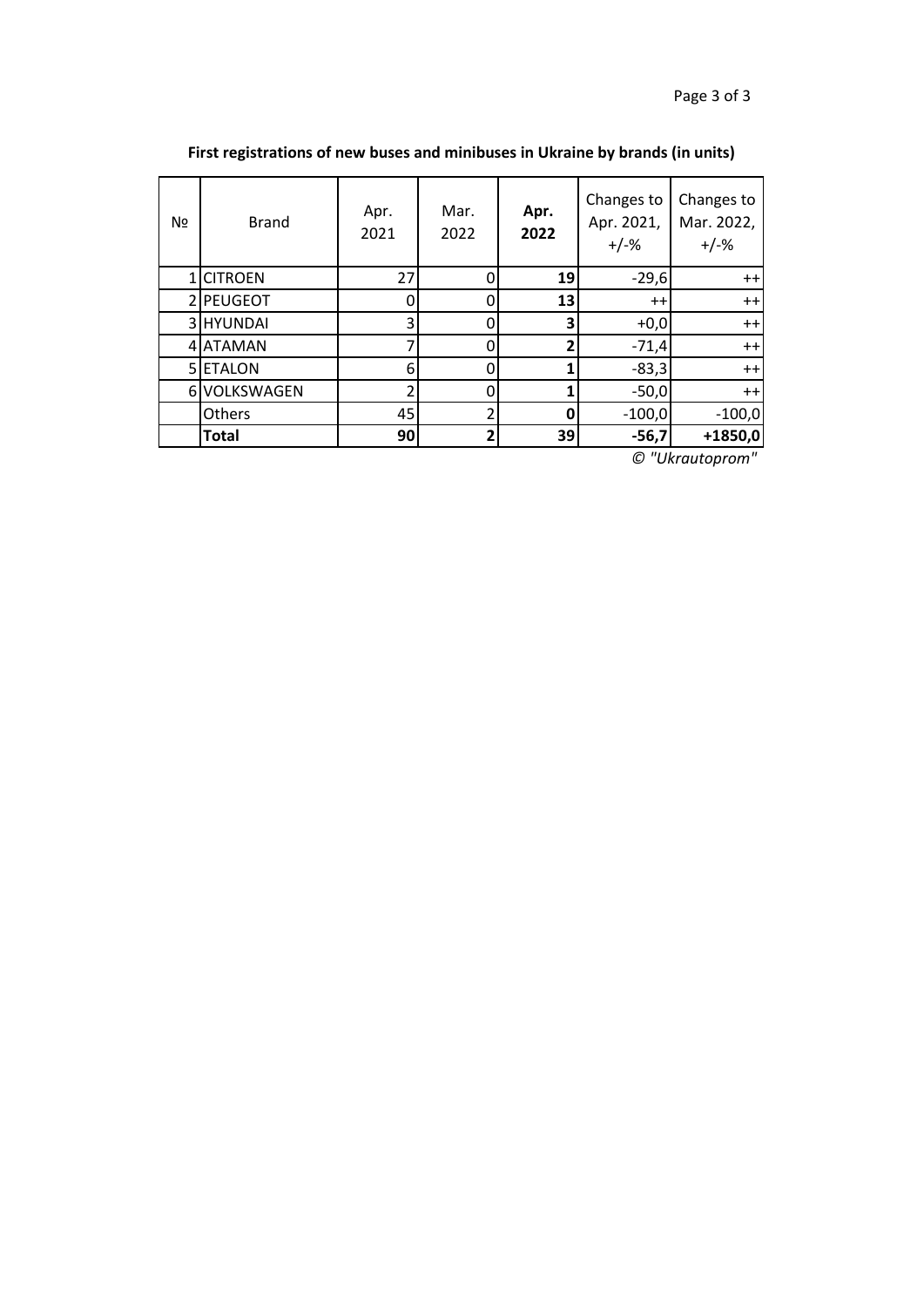**First registrations of new buses and minibuses in Ukraine by brands (in units)**

| № | Brand | Apr. 2021 | Mar. 2022 | **Apr. 2022** | Changes to Apr. 2021, +/-% | Changes to Mar. 2022, +/-% |
|---|---|---|---|---|---|---|
| 1 | CITROEN | 27 | 0 | **19** | -29,6 | ++ |
| 2 | PEUGEOT | 0 | 0 | **13** | ++ | ++ |
| 3 | HYUNDAI | 3 | 0 | **3** | +0,0 | ++ |
| 4 | ATAMAN | 7 | 0 | **2** | -71,4 | ++ |
| 5 | ETALON | 6 | 0 | **1** | -83,3 | ++ |
| 6 | VOLKSWAGEN | 2 | 0 | **1** | -50,0 | ++ |
| | Others | 45 | 2 | **0** | -100,0 | -100,0 |
| | **Total** | **90** | **2** | **39** | **-56,7** | **+1850,0** |

*© "Ukrautoprom"*